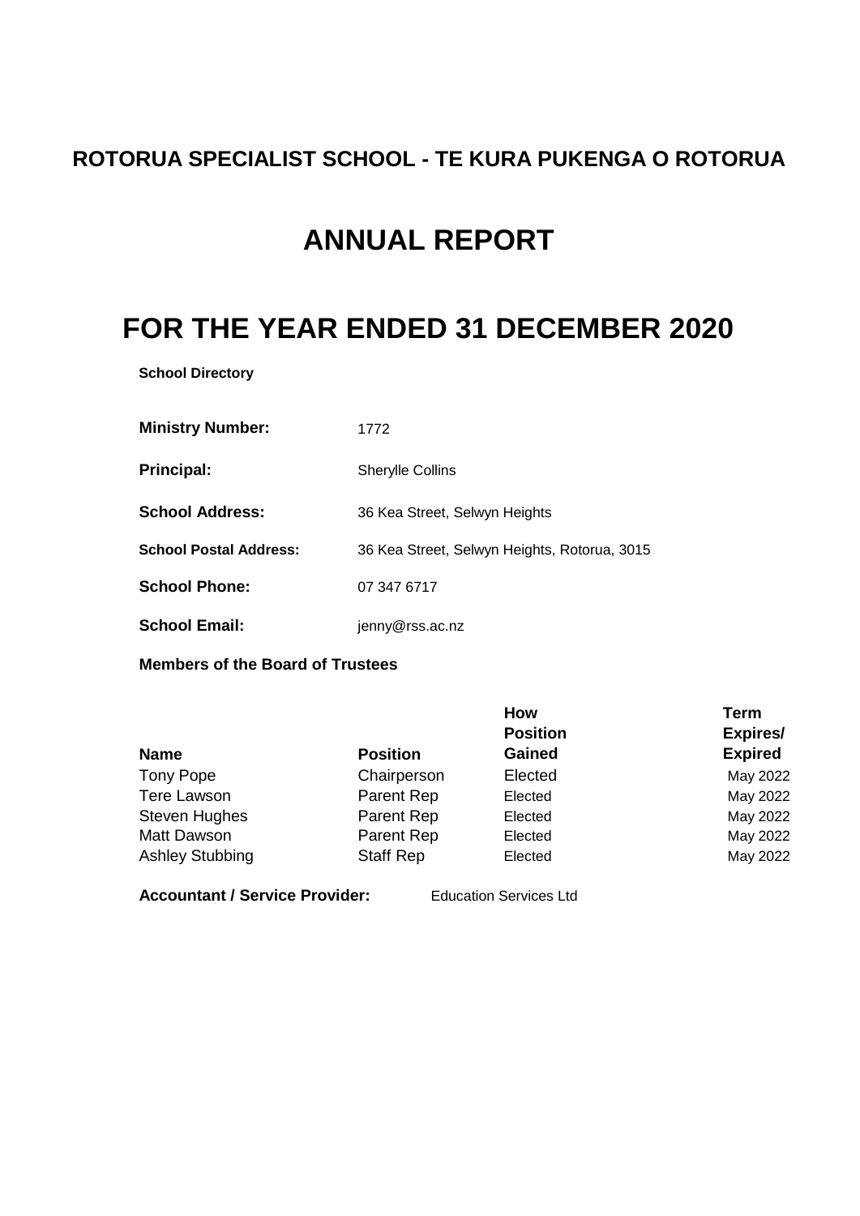# ROTORUA SPECIALIST SCHOOL - TE KURA PUKENGA O ROTORUA

# ANNUAL REPORT

# FOR THE YEAR ENDED 31 DECEMBER 2020

**School Directory**

| | |
|---|---|
| **Ministry Number:** | 1772 |
| **Principal:** | Sherylle Collins |
| **School Address:** | 36 Kea Street, Selwyn Heights |
| **School Postal Address:** | 36 Kea Street, Selwyn Heights, Rotorua, 3015 |
| **School Phone:** | 07 347 6717 |
| **School Email:** | jenny@rss.ac.nz |

**Members of the Board of Trustees**

| Name | Position | How Position Gained | Term Expires/ Expired |
|---|---|---|---|
| Tony Pope | Chairperson | Elected | May 2022 |
| Tere Lawson | Parent Rep | Elected | May 2022 |
| Steven Hughes | Parent Rep | Elected | May 2022 |
| Matt Dawson | Parent Rep | Elected | May 2022 |
| Ashley Stubbing | Staff Rep | Elected | May 2022 |

**Accountant / Service Provider:** Education Services Ltd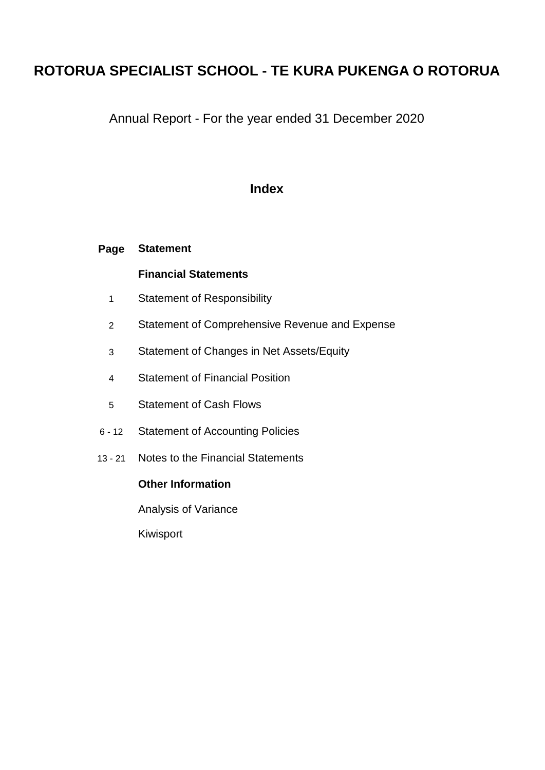# ROTORUA SPECIALIST SCHOOL - TE KURA PUKENGA O ROTORUA

Annual Report - For the year ended 31 December 2020

## Index

| Page | Statement |
|---|---|
| | **Financial Statements** |
| 1 | Statement of Responsibility |
| 2 | Statement of Comprehensive Revenue and Expense |
| 3 | Statement of Changes in Net Assets/Equity |
| 4 | Statement of Financial Position |
| 5 | Statement of Cash Flows |
| 6 - 12 | Statement of Accounting Policies |
| 13 - 21 | Notes to the Financial Statements |
| | **Other Information** |
| | Analysis of Variance |
| | Kiwisport |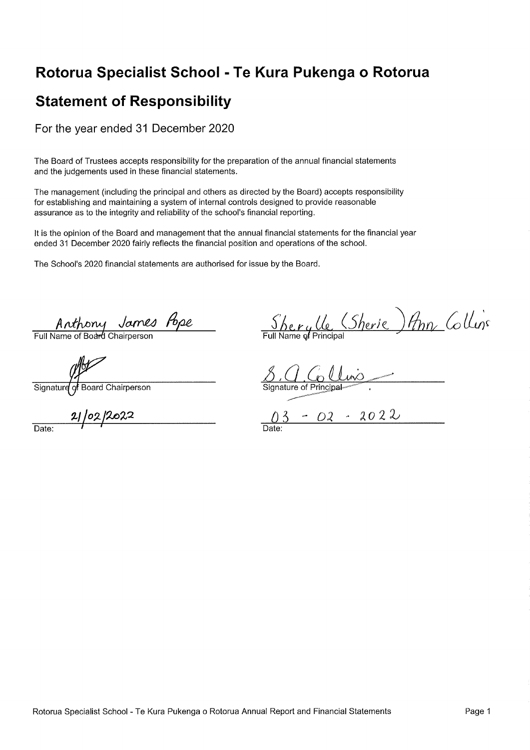# Rotorua Specialist School - Te Kura Pukenga o Rotorua

## Statement of Responsibility

For the year ended 31 December 2020

The Board of Trustees accepts responsibility for the preparation of the annual financial statements and the judgements used in these financial statements.

The management (including the principal and others as directed by the Board) accepts responsibility for establishing and maintaining a system of internal controls designed to provide reasonable assurance as to the integrity and reliability of the school's financial reporting.

It is the opinion of the Board and management that the annual financial statements for the financial year ended 31 December 2020 fairly reflects the financial position and operations of the school.

The School's 2020 financial statements are authorised for issue by the Board.

Anthony James Pope
Full Name of Board Chairperson

[signature]
Signature of Board Chairperson

21/02/2022
Date:

Sherylle (Sherie) Ann Collins
Full Name of Principal

S. A. Collins
Signature of Principal

03 - 02 - 2022
Date: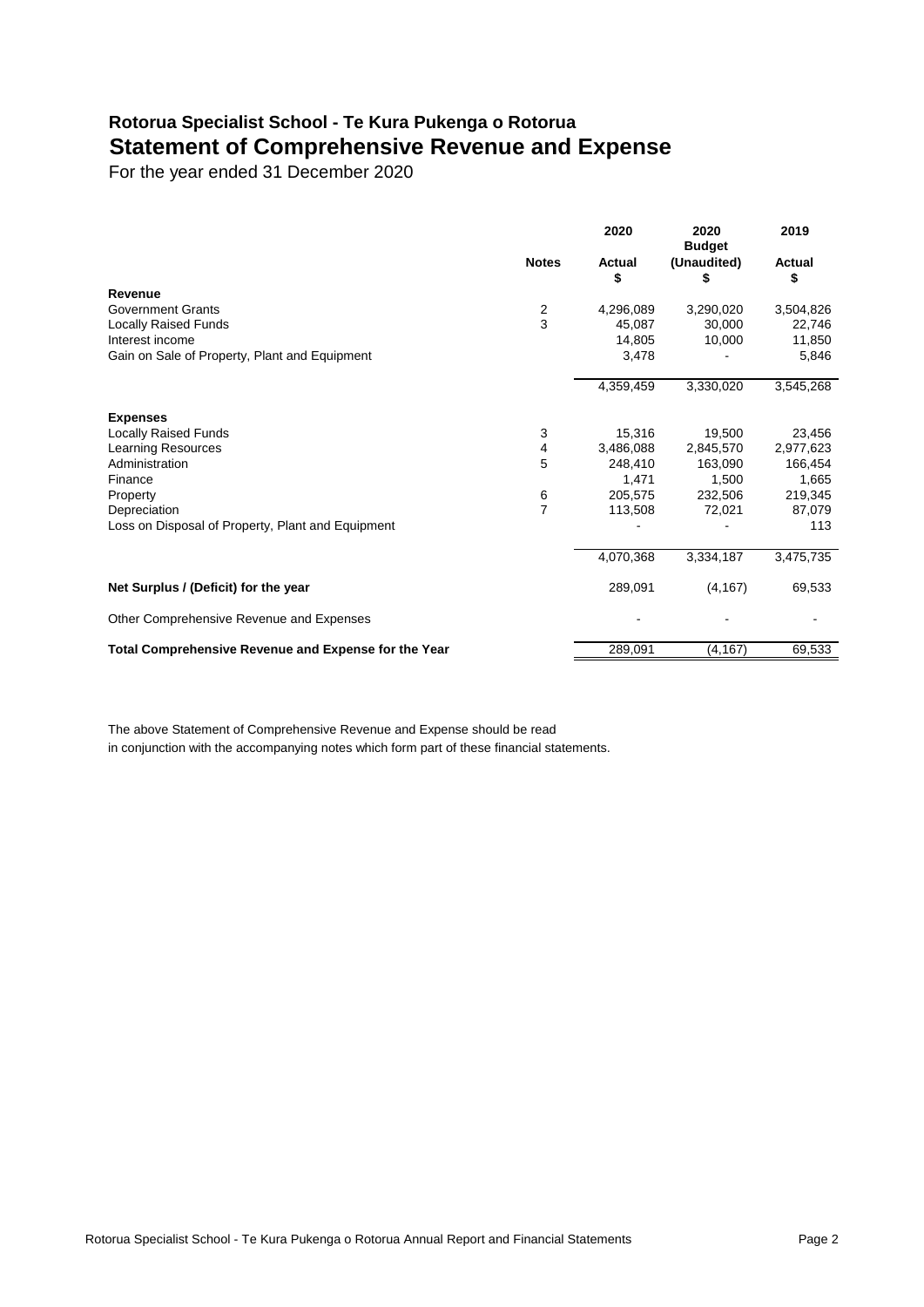## Rotorua Specialist School - Te Kura Pukenga o Rotorua

# Statement of Comprehensive Revenue and Expense

For the year ended 31 December 2020

| | Notes | 2020 Actual $ | 2020 Budget (Unaudited) $ | 2019 Actual $ |
|---|---|---|---|---|
| **Revenue** | | | | |
| Government Grants | 2 | 4,296,089 | 3,290,020 | 3,504,826 |
| Locally Raised Funds | 3 | 45,087 | 30,000 | 22,746 |
| Interest income | | 14,805 | 10,000 | 11,850 |
| Gain on Sale of Property, Plant and Equipment | | 3,478 | - | 5,846 |
| | | 4,359,459 | 3,330,020 | 3,545,268 |
| **Expenses** | | | | |
| Locally Raised Funds | 3 | 15,316 | 19,500 | 23,456 |
| Learning Resources | 4 | 3,486,088 | 2,845,570 | 2,977,623 |
| Administration | 5 | 248,410 | 163,090 | 166,454 |
| Finance | | 1,471 | 1,500 | 1,665 |
| Property | 6 | 205,575 | 232,506 | 219,345 |
| Depreciation | 7 | 113,508 | 72,021 | 87,079 |
| Loss on Disposal of Property, Plant and Equipment | | - | - | 113 |
| | | 4,070,368 | 3,334,187 | 3,475,735 |
| **Net Surplus / (Deficit) for the year** | | 289,091 | (4,167) | 69,533 |
| Other Comprehensive Revenue and Expenses | | - | - | - |
| **Total Comprehensive Revenue and Expense for the Year** | | 289,091 | (4,167) | 69,533 |

The above Statement of Comprehensive Revenue and Expense should be read in conjunction with the accompanying notes which form part of these financial statements.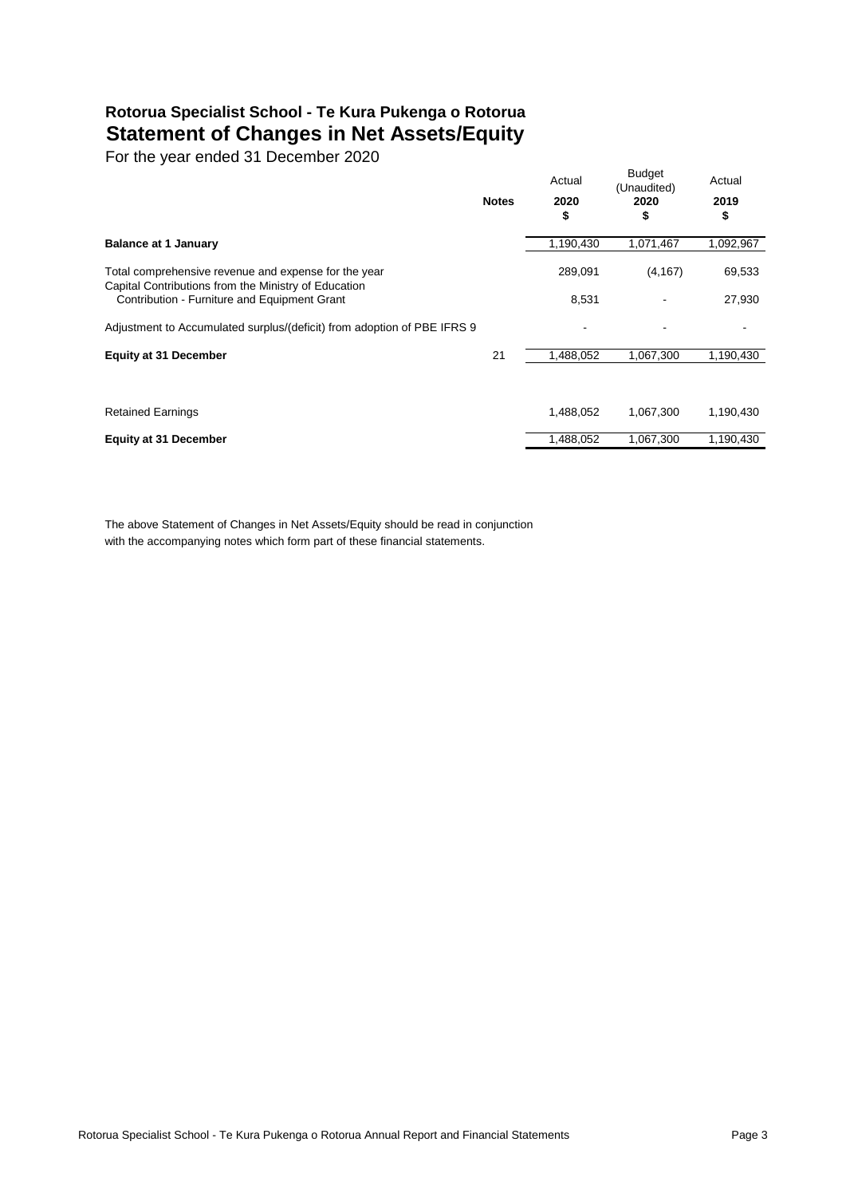# Rotorua Specialist School - Te Kura Pukenga o Rotorua
## Statement of Changes in Net Assets/Equity

For the year ended 31 December 2020

| | Notes | Actual 2020 $ | Budget (Unaudited) 2020 $ | Actual 2019 $ |
|---|---|---|---|---|
| **Balance at 1 January** | | 1,190,430 | 1,071,467 | 1,092,967 |
| Total comprehensive revenue and expense for the year | | 289,091 | (4,167) | 69,533 |
| Capital Contributions from the Ministry of Education | | | | |
| Contribution - Furniture and Equipment Grant | | 8,531 | - | 27,930 |
| Adjustment to Accumulated surplus/(deficit) from adoption of PBE IFRS 9 | | - | - | - |
| **Equity at 31 December** | 21 | 1,488,052 | 1,067,300 | 1,190,430 |
| | | | | |
| Retained Earnings | | 1,488,052 | 1,067,300 | 1,190,430 |
| **Equity at 31 December** | | 1,488,052 | 1,067,300 | 1,190,430 |

The above Statement of Changes in Net Assets/Equity should be read in conjunction with the accompanying notes which form part of these financial statements.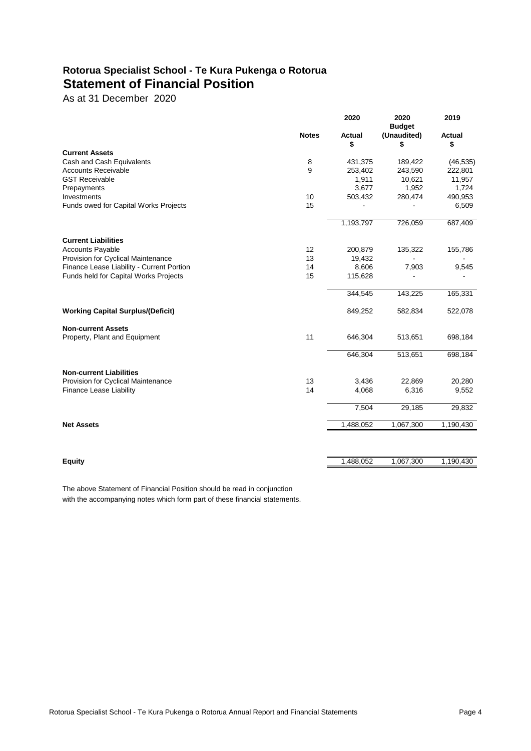# Rotorua Specialist School - Te Kura Pukenga o Rotorua
## Statement of Financial Position

As at 31 December 2020

| | Notes | 2020 Actual $ | 2020 Budget (Unaudited) $ | 2019 Actual $ |
|---|---|---|---|---|
| **Current Assets** | | | | |
| Cash and Cash Equivalents | 8 | 431,375 | 189,422 | (46,535) |
| Accounts Receivable | 9 | 253,402 | 243,590 | 222,801 |
| GST Receivable | | 1,911 | 10,621 | 11,957 |
| Prepayments | | 3,677 | 1,952 | 1,724 |
| Investments | 10 | 503,432 | 280,474 | 490,953 |
| Funds owed for Capital Works Projects | 15 | - | - | 6,509 |
| | | 1,193,797 | 726,059 | 687,409 |
| **Current Liabilities** | | | | |
| Accounts Payable | 12 | 200,879 | 135,322 | 155,786 |
| Provision for Cyclical Maintenance | 13 | 19,432 | - | - |
| Finance Lease Liability - Current Portion | 14 | 8,606 | 7,903 | 9,545 |
| Funds held for Capital Works Projects | 15 | 115,628 | - | - |
| | | 344,545 | 143,225 | 165,331 |
| **Working Capital Surplus/(Deficit)** | | 849,252 | 582,834 | 522,078 |
| **Non-current Assets** | | | | |
| Property, Plant and Equipment | 11 | 646,304 | 513,651 | 698,184 |
| | | 646,304 | 513,651 | 698,184 |
| **Non-current Liabilities** | | | | |
| Provision for Cyclical Maintenance | 13 | 3,436 | 22,869 | 20,280 |
| Finance Lease Liability | 14 | 4,068 | 6,316 | 9,552 |
| | | 7,504 | 29,185 | 29,832 |
| **Net Assets** | | 1,488,052 | 1,067,300 | 1,190,430 |
| **Equity** | | 1,488,052 | 1,067,300 | 1,190,430 |

The above Statement of Financial Position should be read in conjunction with the accompanying notes which form part of these financial statements.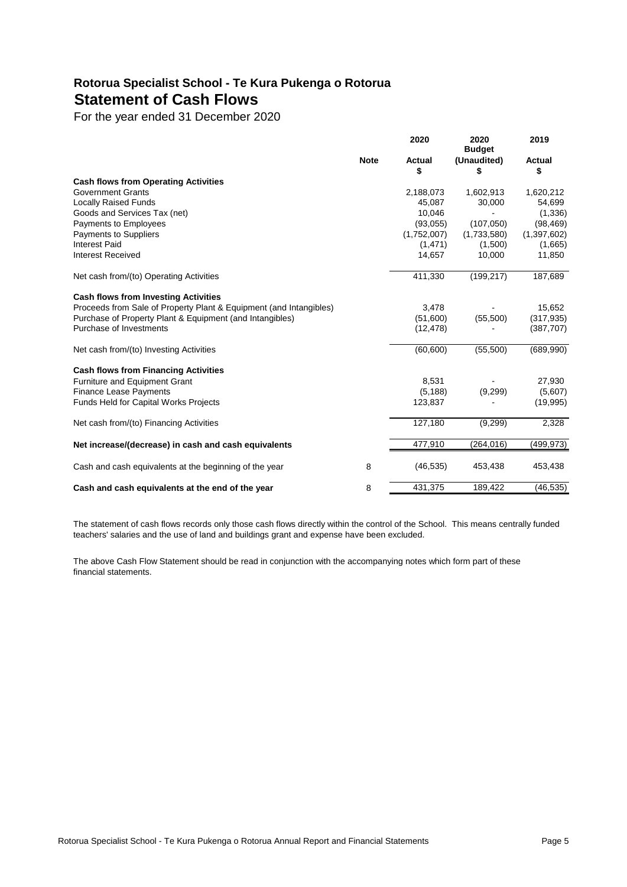## Rotorua Specialist School - Te Kura Pukenga o Rotorua

# Statement of Cash Flows

For the year ended 31 December 2020

| | Note | 2020 Actual $ | 2020 Budget (Unaudited) $ | 2019 Actual $ |
|---|---|---|---|---|
| **Cash flows from Operating Activities** | | | | |
| Government Grants | | 2,188,073 | 1,602,913 | 1,620,212 |
| Locally Raised Funds | | 45,087 | 30,000 | 54,699 |
| Goods and Services Tax (net) | | 10,046 | - | (1,336) |
| Payments to Employees | | (93,055) | (107,050) | (98,469) |
| Payments to Suppliers | | (1,752,007) | (1,733,580) | (1,397,602) |
| Interest Paid | | (1,471) | (1,500) | (1,665) |
| Interest Received | | 14,657 | 10,000 | 11,850 |
| Net cash from/(to) Operating Activities | | 411,330 | (199,217) | 187,689 |
| **Cash flows from Investing Activities** | | | | |
| Proceeds from Sale of Property Plant & Equipment (and Intangibles) | | 3,478 | - | 15,652 |
| Purchase of Property Plant & Equipment (and Intangibles) | | (51,600) | (55,500) | (317,935) |
| Purchase of Investments | | (12,478) | - | (387,707) |
| Net cash from/(to) Investing Activities | | (60,600) | (55,500) | (689,990) |
| **Cash flows from Financing Activities** | | | | |
| Furniture and Equipment Grant | | 8,531 | - | 27,930 |
| Finance Lease Payments | | (5,188) | (9,299) | (5,607) |
| Funds Held for Capital Works Projects | | 123,837 | - | (19,995) |
| Net cash from/(to) Financing Activities | | 127,180 | (9,299) | 2,328 |
| **Net increase/(decrease) in cash and cash equivalents** | | 477,910 | (264,016) | (499,973) |
| Cash and cash equivalents at the beginning of the year | 8 | (46,535) | 453,438 | 453,438 |
| **Cash and cash equivalents at the end of the year** | 8 | 431,375 | 189,422 | (46,535) |

The statement of cash flows records only those cash flows directly within the control of the School. This means centrally funded teachers' salaries and the use of land and buildings grant and expense have been excluded.

The above Cash Flow Statement should be read in conjunction with the accompanying notes which form part of these financial statements.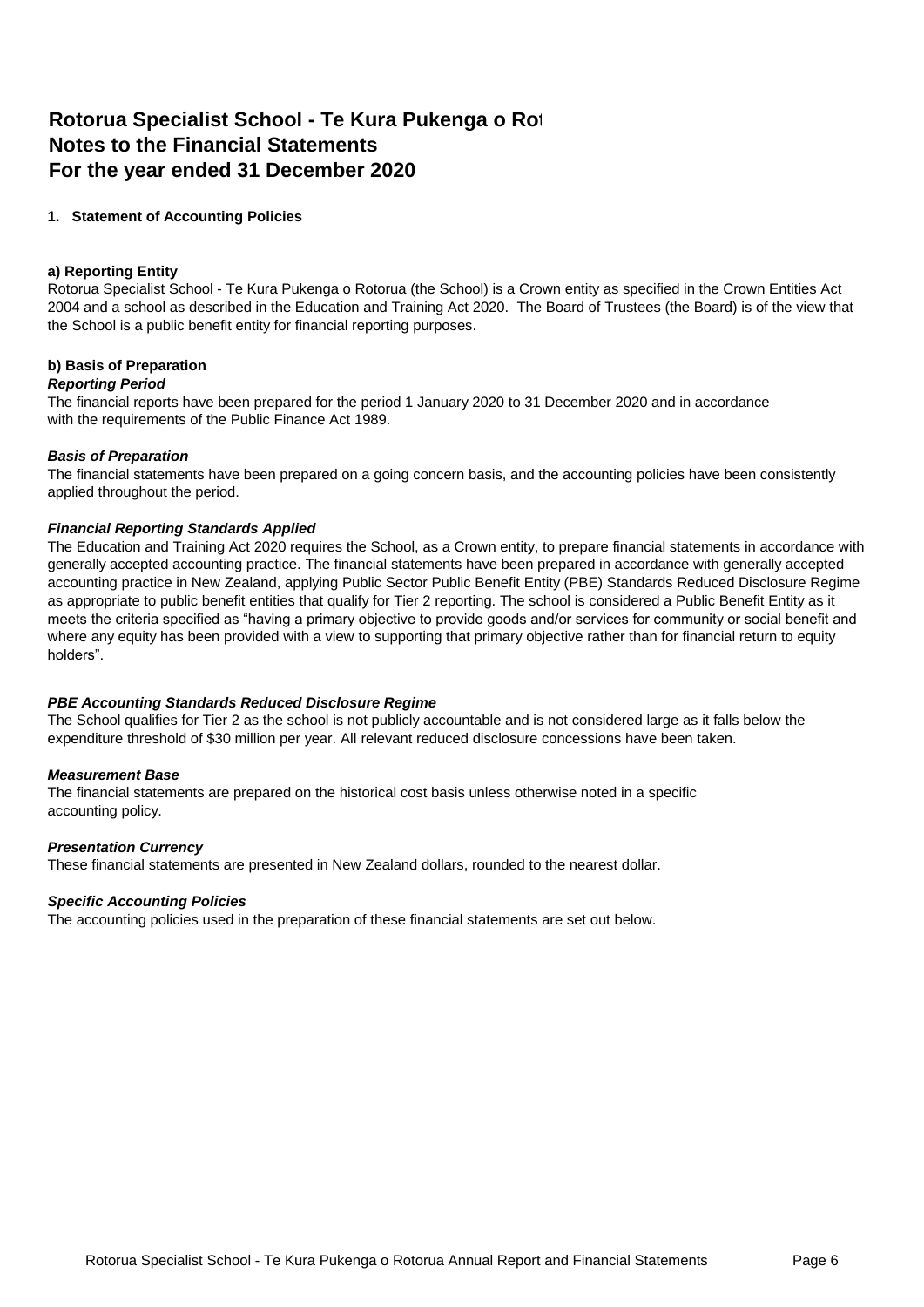# Rotorua Specialist School - Te Kura Pukenga o Rot
# Notes to the Financial Statements
# For the year ended 31 December 2020

## 1. Statement of Accounting Policies

### a) Reporting Entity

Rotorua Specialist School - Te Kura Pukenga o Rotorua (the School) is a Crown entity as specified in the Crown Entities Act 2004 and a school as described in the Education and Training Act 2020. The Board of Trustees (the Board) is of the view that the School is a public benefit entity for financial reporting purposes.

### b) Basis of Preparation

***Reporting Period***

The financial reports have been prepared for the period 1 January 2020 to 31 December 2020 and in accordance with the requirements of the Public Finance Act 1989.

***Basis of Preparation***

The financial statements have been prepared on a going concern basis, and the accounting policies have been consistently applied throughout the period.

***Financial Reporting Standards Applied***

The Education and Training Act 2020 requires the School, as a Crown entity, to prepare financial statements in accordance with generally accepted accounting practice. The financial statements have been prepared in accordance with generally accepted accounting practice in New Zealand, applying Public Sector Public Benefit Entity (PBE) Standards Reduced Disclosure Regime as appropriate to public benefit entities that qualify for Tier 2 reporting. The school is considered a Public Benefit Entity as it meets the criteria specified as "having a primary objective to provide goods and/or services for community or social benefit and where any equity has been provided with a view to supporting that primary objective rather than for financial return to equity holders".

***PBE Accounting Standards Reduced Disclosure Regime***

The School qualifies for Tier 2 as the school is not publicly accountable and is not considered large as it falls below the expenditure threshold of $30 million per year. All relevant reduced disclosure concessions have been taken.

***Measurement Base***

The financial statements are prepared on the historical cost basis unless otherwise noted in a specific accounting policy.

***Presentation Currency***

These financial statements are presented in New Zealand dollars, rounded to the nearest dollar.

***Specific Accounting Policies***

The accounting policies used in the preparation of these financial statements are set out below.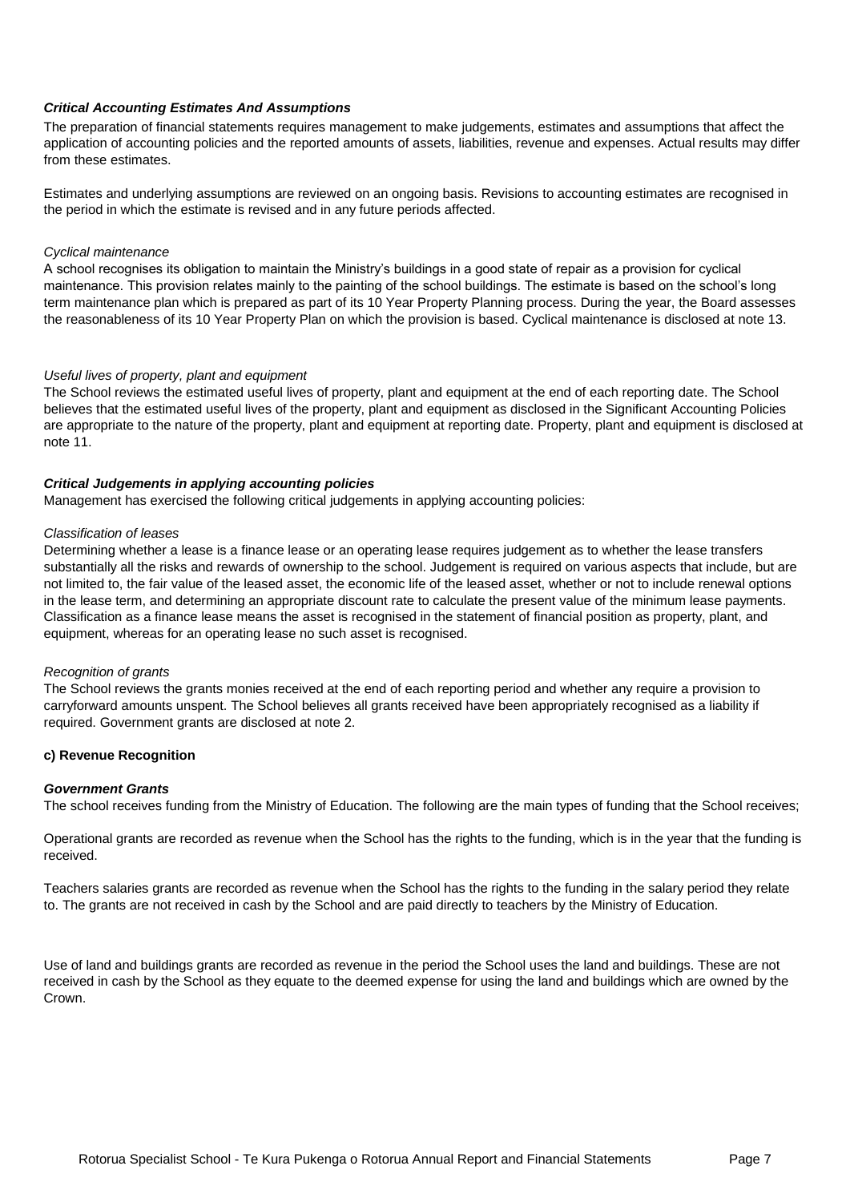### ***Critical Accounting Estimates And Assumptions***

The preparation of financial statements requires management to make judgements, estimates and assumptions that affect the application of accounting policies and the reported amounts of assets, liabilities, revenue and expenses. Actual results may differ from these estimates.

Estimates and underlying assumptions are reviewed on an ongoing basis. Revisions to accounting estimates are recognised in the period in which the estimate is revised and in any future periods affected.

*Cyclical maintenance*

A school recognises its obligation to maintain the Ministry's buildings in a good state of repair as a provision for cyclical maintenance. This provision relates mainly to the painting of the school buildings. The estimate is based on the school's long term maintenance plan which is prepared as part of its 10 Year Property Planning process. During the year, the Board assesses the reasonableness of its 10 Year Property Plan on which the provision is based. Cyclical maintenance is disclosed at note 13.

*Useful lives of property, plant and equipment*

The School reviews the estimated useful lives of property, plant and equipment at the end of each reporting date. The School believes that the estimated useful lives of the property, plant and equipment as disclosed in the Significant Accounting Policies are appropriate to the nature of the property, plant and equipment at reporting date. Property, plant and equipment is disclosed at note 11.

### ***Critical Judgements in applying accounting policies***

Management has exercised the following critical judgements in applying accounting policies:

*Classification of leases*

Determining whether a lease is a finance lease or an operating lease requires judgement as to whether the lease transfers substantially all the risks and rewards of ownership to the school. Judgement is required on various aspects that include, but are not limited to, the fair value of the leased asset, the economic life of the leased asset, whether or not to include renewal options in the lease term, and determining an appropriate discount rate to calculate the present value of the minimum lease payments. Classification as a finance lease means the asset is recognised in the statement of financial position as property, plant, and equipment, whereas for an operating lease no such asset is recognised.

*Recognition of grants*

The School reviews the grants monies received at the end of each reporting period and whether any require a provision to carryforward amounts unspent. The School believes all grants received have been appropriately recognised as a liability if required. Government grants are disclosed at note 2.

### **c) Revenue Recognition**

***Government Grants***

The school receives funding from the Ministry of Education. The following are the main types of funding that the School receives;

Operational grants are recorded as revenue when the School has the rights to the funding, which is in the year that the funding is received.

Teachers salaries grants are recorded as revenue when the School has the rights to the funding in the salary period they relate to. The grants are not received in cash by the School and are paid directly to teachers by the Ministry of Education.

Use of land and buildings grants are recorded as revenue in the period the School uses the land and buildings. These are not received in cash by the School as they equate to the deemed expense for using the land and buildings which are owned by the Crown.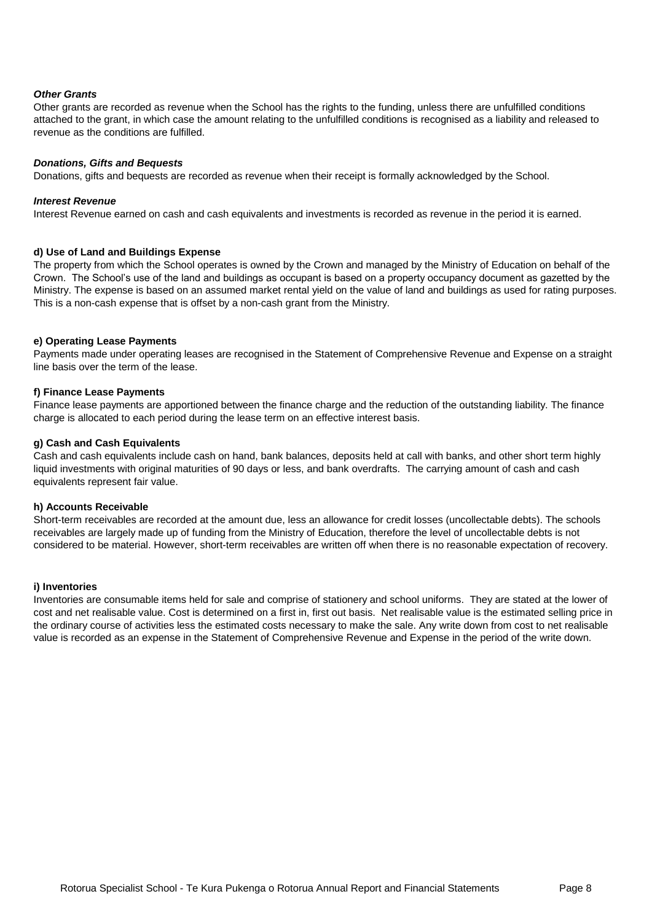***Other Grants***

Other grants are recorded as revenue when the School has the rights to the funding, unless there are unfulfilled conditions attached to the grant, in which case the amount relating to the unfulfilled conditions is recognised as a liability and released to revenue as the conditions are fulfilled.

***Donations, Gifts and Bequests***

Donations, gifts and bequests are recorded as revenue when their receipt is formally acknowledged by the School.

***Interest Revenue***

Interest Revenue earned on cash and cash equivalents and investments is recorded as revenue in the period it is earned.

**d) Use of Land and Buildings Expense**

The property from which the School operates is owned by the Crown and managed by the Ministry of Education on behalf of the Crown. The School's use of the land and buildings as occupant is based on a property occupancy document as gazetted by the Ministry. The expense is based on an assumed market rental yield on the value of land and buildings as used for rating purposes. This is a non-cash expense that is offset by a non-cash grant from the Ministry.

**e) Operating Lease Payments**

Payments made under operating leases are recognised in the Statement of Comprehensive Revenue and Expense on a straight line basis over the term of the lease.

**f) Finance Lease Payments**

Finance lease payments are apportioned between the finance charge and the reduction of the outstanding liability. The finance charge is allocated to each period during the lease term on an effective interest basis.

**g) Cash and Cash Equivalents**

Cash and cash equivalents include cash on hand, bank balances, deposits held at call with banks, and other short term highly liquid investments with original maturities of 90 days or less, and bank overdrafts. The carrying amount of cash and cash equivalents represent fair value.

**h) Accounts Receivable**

Short-term receivables are recorded at the amount due, less an allowance for credit losses (uncollectable debts). The schools receivables are largely made up of funding from the Ministry of Education, therefore the level of uncollectable debts is not considered to be material. However, short-term receivables are written off when there is no reasonable expectation of recovery.

**i) Inventories**

Inventories are consumable items held for sale and comprise of stationery and school uniforms. They are stated at the lower of cost and net realisable value. Cost is determined on a first in, first out basis. Net realisable value is the estimated selling price in the ordinary course of activities less the estimated costs necessary to make the sale. Any write down from cost to net realisable value is recorded as an expense in the Statement of Comprehensive Revenue and Expense in the period of the write down.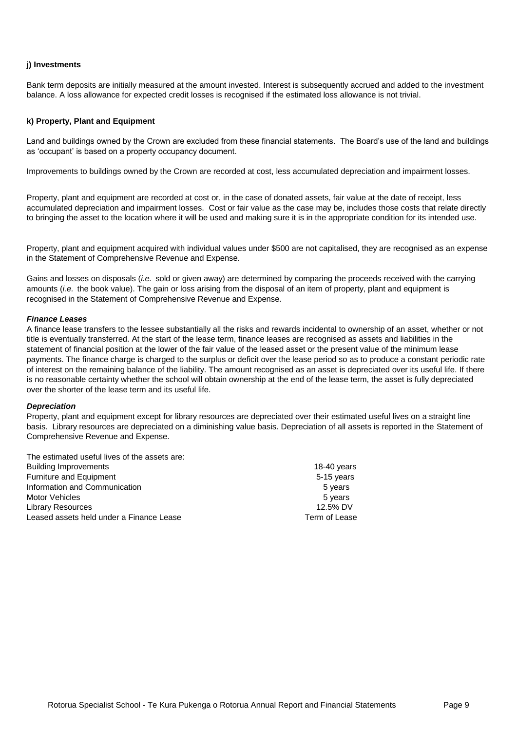**j) Investments**

Bank term deposits are initially measured at the amount invested. Interest is subsequently accrued and added to the investment balance. A loss allowance for expected credit losses is recognised if the estimated loss allowance is not trivial.

**k) Property, Plant and Equipment**

Land and buildings owned by the Crown are excluded from these financial statements. The Board's use of the land and buildings as 'occupant' is based on a property occupancy document.

Improvements to buildings owned by the Crown are recorded at cost, less accumulated depreciation and impairment losses.

Property, plant and equipment are recorded at cost or, in the case of donated assets, fair value at the date of receipt, less accumulated depreciation and impairment losses. Cost or fair value as the case may be, includes those costs that relate directly to bringing the asset to the location where it will be used and making sure it is in the appropriate condition for its intended use.

Property, plant and equipment acquired with individual values under $500 are not capitalised, they are recognised as an expense in the Statement of Comprehensive Revenue and Expense.

Gains and losses on disposals (*i.e.* sold or given away) are determined by comparing the proceeds received with the carrying amounts (*i.e.* the book value). The gain or loss arising from the disposal of an item of property, plant and equipment is recognised in the Statement of Comprehensive Revenue and Expense.

***Finance Leases***

A finance lease transfers to the lessee substantially all the risks and rewards incidental to ownership of an asset, whether or not title is eventually transferred. At the start of the lease term, finance leases are recognised as assets and liabilities in the statement of financial position at the lower of the fair value of the leased asset or the present value of the minimum lease payments. The finance charge is charged to the surplus or deficit over the lease period so as to produce a constant periodic rate of interest on the remaining balance of the liability. The amount recognised as an asset is depreciated over its useful life. If there is no reasonable certainty whether the school will obtain ownership at the end of the lease term, the asset is fully depreciated over the shorter of the lease term and its useful life.

***Depreciation***

Property, plant and equipment except for library resources are depreciated over their estimated useful lives on a straight line basis. Library resources are depreciated on a diminishing value basis. Depreciation of all assets is reported in the Statement of Comprehensive Revenue and Expense.

The estimated useful lives of the assets are:

| | |
|---|---|
| Building Improvements | 18-40 years |
| Furniture and Equipment | 5-15 years |
| Information and Communication | 5 years |
| Motor Vehicles | 5 years |
| Library Resources | 12.5% DV |
| Leased assets held under a Finance Lease | Term of Lease |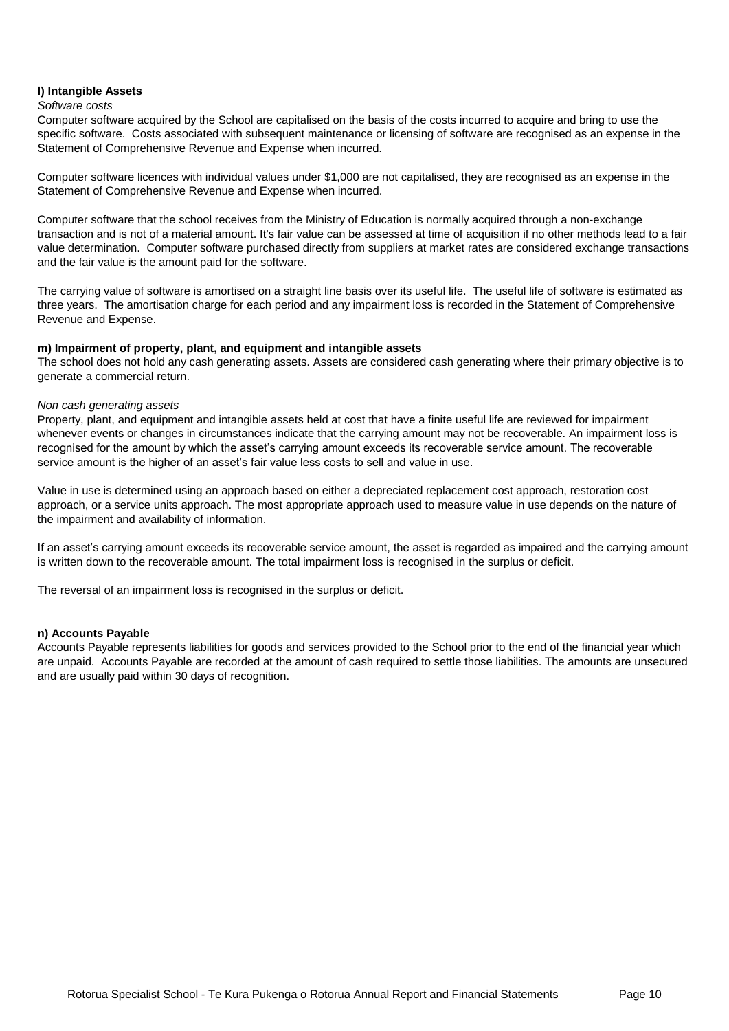**l) Intangible Assets**

*Software costs*

Computer software acquired by the School are capitalised on the basis of the costs incurred to acquire and bring to use the specific software. Costs associated with subsequent maintenance or licensing of software are recognised as an expense in the Statement of Comprehensive Revenue and Expense when incurred.

Computer software licences with individual values under $1,000 are not capitalised, they are recognised as an expense in the Statement of Comprehensive Revenue and Expense when incurred.

Computer software that the school receives from the Ministry of Education is normally acquired through a non-exchange transaction and is not of a material amount. It's fair value can be assessed at time of acquisition if no other methods lead to a fair value determination. Computer software purchased directly from suppliers at market rates are considered exchange transactions and the fair value is the amount paid for the software.

The carrying value of software is amortised on a straight line basis over its useful life. The useful life of software is estimated as three years. The amortisation charge for each period and any impairment loss is recorded in the Statement of Comprehensive Revenue and Expense.

**m) Impairment of property, plant, and equipment and intangible assets**

The school does not hold any cash generating assets. Assets are considered cash generating where their primary objective is to generate a commercial return.

*Non cash generating assets*

Property, plant, and equipment and intangible assets held at cost that have a finite useful life are reviewed for impairment whenever events or changes in circumstances indicate that the carrying amount may not be recoverable. An impairment loss is recognised for the amount by which the asset's carrying amount exceeds its recoverable service amount. The recoverable service amount is the higher of an asset's fair value less costs to sell and value in use.

Value in use is determined using an approach based on either a depreciated replacement cost approach, restoration cost approach, or a service units approach. The most appropriate approach used to measure value in use depends on the nature of the impairment and availability of information.

If an asset's carrying amount exceeds its recoverable service amount, the asset is regarded as impaired and the carrying amount is written down to the recoverable amount. The total impairment loss is recognised in the surplus or deficit.

The reversal of an impairment loss is recognised in the surplus or deficit.

**n) Accounts Payable**

Accounts Payable represents liabilities for goods and services provided to the School prior to the end of the financial year which are unpaid. Accounts Payable are recorded at the amount of cash required to settle those liabilities. The amounts are unsecured and are usually paid within 30 days of recognition.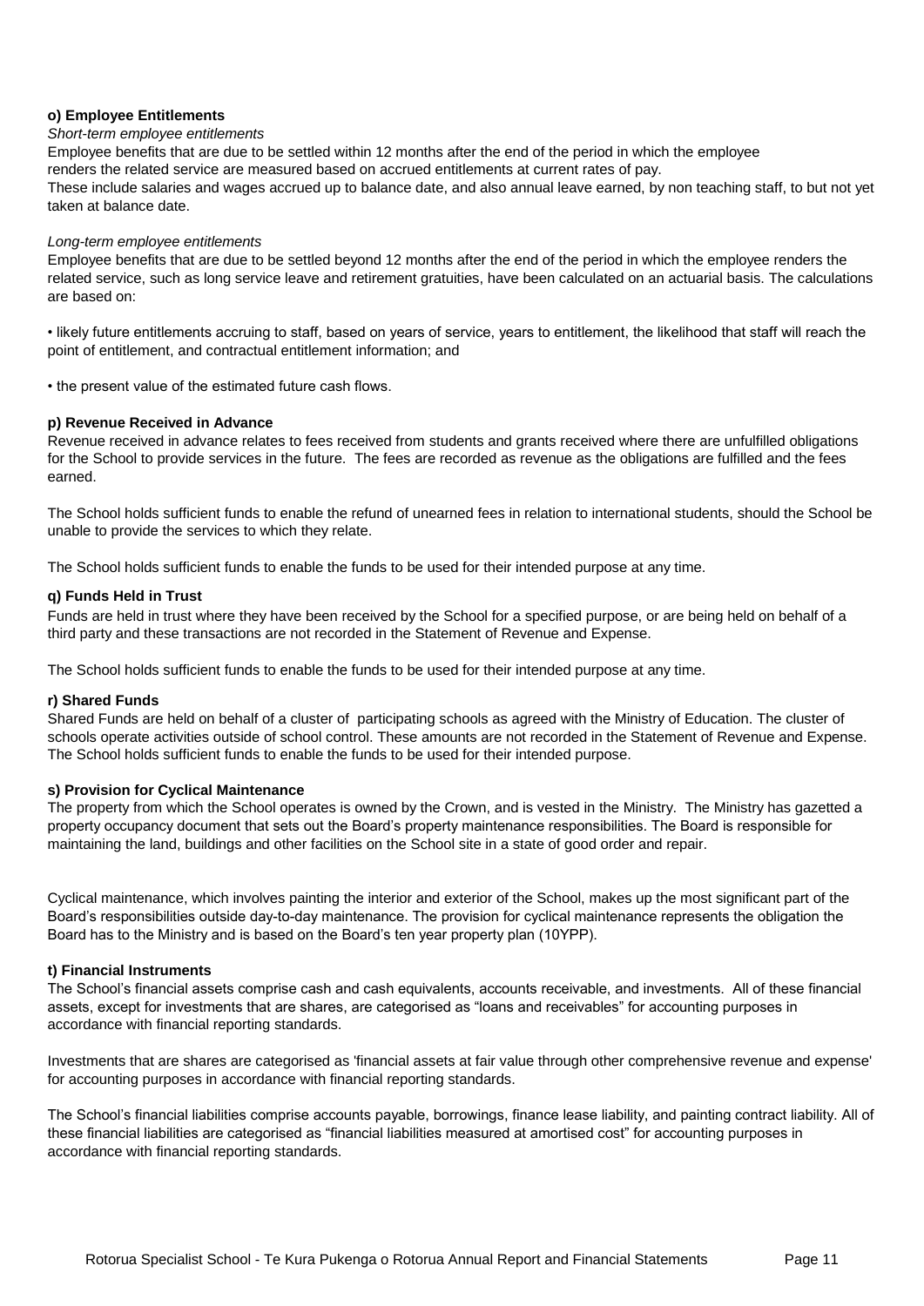**o) Employee Entitlements**

*Short-term employee entitlements*

Employee benefits that are due to be settled within 12 months after the end of the period in which the employee renders the related service are measured based on accrued entitlements at current rates of pay.
These include salaries and wages accrued up to balance date, and also annual leave earned, by non teaching staff, to but not yet taken at balance date.

*Long-term employee entitlements*

Employee benefits that are due to be settled beyond 12 months after the end of the period in which the employee renders the related service, such as long service leave and retirement gratuities, have been calculated on an actuarial basis. The calculations are based on:

• likely future entitlements accruing to staff, based on years of service, years to entitlement, the likelihood that staff will reach the point of entitlement, and contractual entitlement information; and

• the present value of the estimated future cash flows.

**p) Revenue Received in Advance**

Revenue received in advance relates to fees received from students and grants received where there are unfulfilled obligations for the School to provide services in the future. The fees are recorded as revenue as the obligations are fulfilled and the fees earned.

The School holds sufficient funds to enable the refund of unearned fees in relation to international students, should the School be unable to provide the services to which they relate.

The School holds sufficient funds to enable the funds to be used for their intended purpose at any time.

**q) Funds Held in Trust**

Funds are held in trust where they have been received by the School for a specified purpose, or are being held on behalf of a third party and these transactions are not recorded in the Statement of Revenue and Expense.

The School holds sufficient funds to enable the funds to be used for their intended purpose at any time.

**r) Shared Funds**

Shared Funds are held on behalf of a cluster of participating schools as agreed with the Ministry of Education. The cluster of schools operate activities outside of school control. These amounts are not recorded in the Statement of Revenue and Expense. The School holds sufficient funds to enable the funds to be used for their intended purpose.

**s) Provision for Cyclical Maintenance**

The property from which the School operates is owned by the Crown, and is vested in the Ministry. The Ministry has gazetted a property occupancy document that sets out the Board's property maintenance responsibilities. The Board is responsible for maintaining the land, buildings and other facilities on the School site in a state of good order and repair.

Cyclical maintenance, which involves painting the interior and exterior of the School, makes up the most significant part of the Board's responsibilities outside day-to-day maintenance. The provision for cyclical maintenance represents the obligation the Board has to the Ministry and is based on the Board's ten year property plan (10YPP).

**t) Financial Instruments**

The School's financial assets comprise cash and cash equivalents, accounts receivable, and investments. All of these financial assets, except for investments that are shares, are categorised as "loans and receivables" for accounting purposes in accordance with financial reporting standards.

Investments that are shares are categorised as 'financial assets at fair value through other comprehensive revenue and expense' for accounting purposes in accordance with financial reporting standards.

The School's financial liabilities comprise accounts payable, borrowings, finance lease liability, and painting contract liability. All of these financial liabilities are categorised as "financial liabilities measured at amortised cost" for accounting purposes in accordance with financial reporting standards.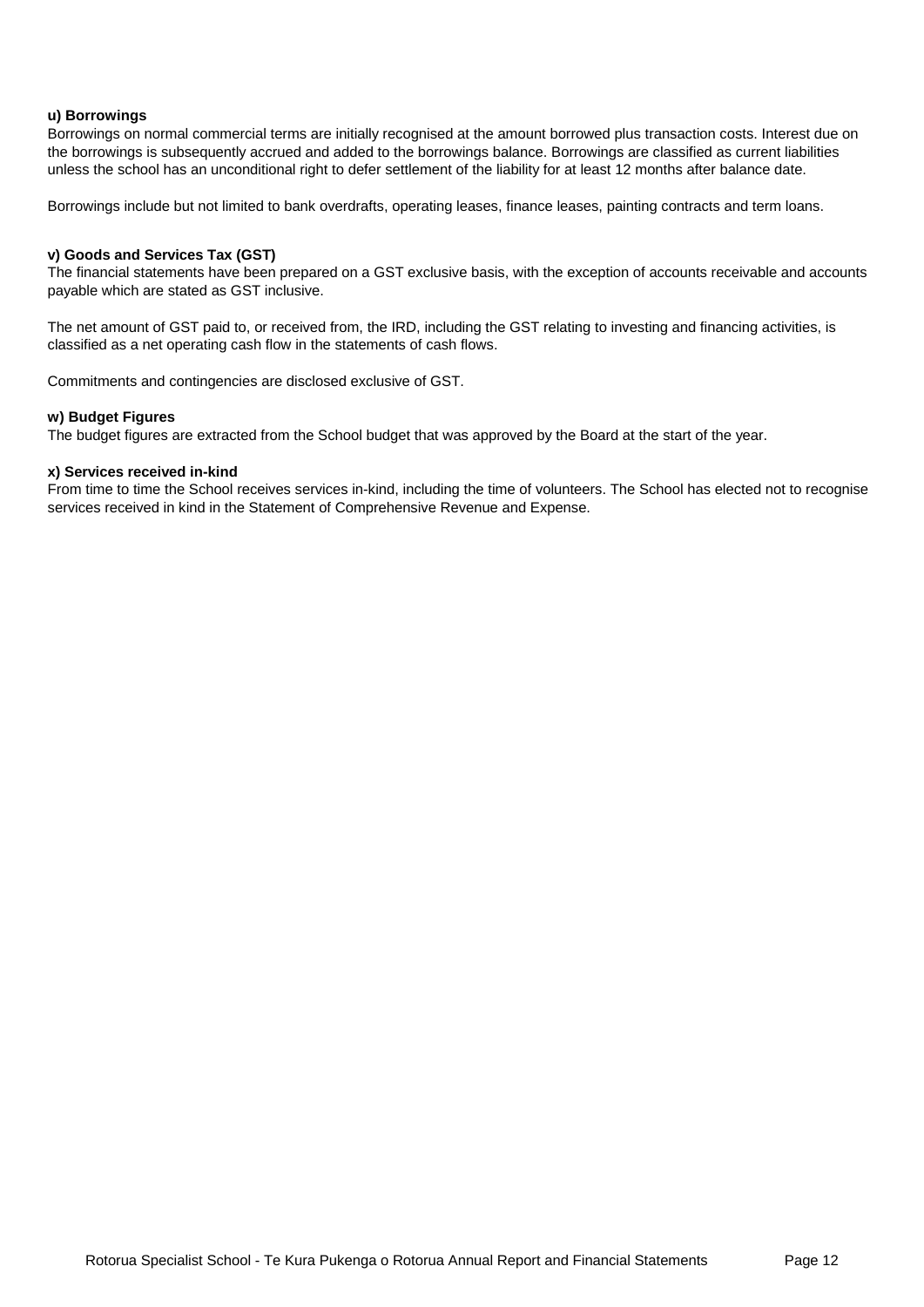**u) Borrowings**

Borrowings on normal commercial terms are initially recognised at the amount borrowed plus transaction costs. Interest due on the borrowings is subsequently accrued and added to the borrowings balance. Borrowings are classified as current liabilities unless the school has an unconditional right to defer settlement of the liability for at least 12 months after balance date.

Borrowings include but not limited to bank overdrafts, operating leases, finance leases, painting contracts and term loans.

**v) Goods and Services Tax (GST)**

The financial statements have been prepared on a GST exclusive basis, with the exception of accounts receivable and accounts payable which are stated as GST inclusive.

The net amount of GST paid to, or received from, the IRD, including the GST relating to investing and financing activities, is classified as a net operating cash flow in the statements of cash flows.

Commitments and contingencies are disclosed exclusive of GST.

**w) Budget Figures**

The budget figures are extracted from the School budget that was approved by the Board at the start of the year.

**x) Services received in-kind**

From time to time the School receives services in-kind, including the time of volunteers. The School has elected not to recognise services received in kind in the Statement of Comprehensive Revenue and Expense.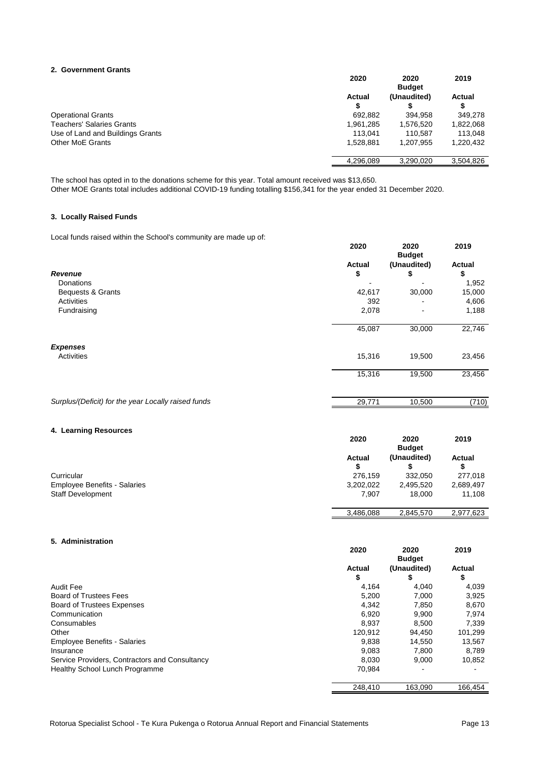## 2. Government Grants

| | 2020 Actual $ | 2020 Budget (Unaudited) $ | 2019 Actual $ |
|---|---|---|---|
| Operational Grants | 692,882 | 394,958 | 349,278 |
| Teachers' Salaries Grants | 1,961,285 | 1,576,520 | 1,822,068 |
| Use of Land and Buildings Grants | 113,041 | 110,587 | 113,048 |
| Other MoE Grants | 1,528,881 | 1,207,955 | 1,220,432 |
| | 4,296,089 | 3,290,020 | 3,504,826 |

The school has opted in to the donations scheme for this year. Total amount received was $13,650.
Other MOE Grants total includes additional COVID-19 funding totalling $156,341 for the year ended 31 December 2020.

## 3. Locally Raised Funds

Local funds raised within the School's community are made up of:

| | 2020 Actual $ | 2020 Budget (Unaudited) $ | 2019 Actual $ |
|---|---|---|---|
| ***Revenue*** | | | |
| Donations | - | - | 1,952 |
| Bequests & Grants | 42,617 | 30,000 | 15,000 |
| Activities | 392 | - | 4,606 |
| Fundraising | 2,078 | - | 1,188 |
| | 45,087 | 30,000 | 22,746 |
| ***Expenses*** | | | |
| Activities | 15,316 | 19,500 | 23,456 |
| | 15,316 | 19,500 | 23,456 |
| *Surplus/(Deficit) for the year Locally raised funds* | 29,771 | 10,500 | (710) |

## 4. Learning Resources

| | 2020 Actual $ | 2020 Budget (Unaudited) $ | 2019 Actual $ |
|---|---|---|---|
| Curricular | 276,159 | 332,050 | 277,018 |
| Employee Benefits - Salaries | 3,202,022 | 2,495,520 | 2,689,497 |
| Staff Development | 7,907 | 18,000 | 11,108 |
| | 3,486,088 | 2,845,570 | 2,977,623 |

## 5. Administration

| | 2020 Actual $ | 2020 Budget (Unaudited) $ | 2019 Actual $ |
|---|---|---|---|
| Audit Fee | 4,164 | 4,040 | 4,039 |
| Board of Trustees Fees | 5,200 | 7,000 | 3,925 |
| Board of Trustees Expenses | 4,342 | 7,850 | 8,670 |
| Communication | 6,920 | 9,900 | 7,974 |
| Consumables | 8,937 | 8,500 | 7,339 |
| Other | 120,912 | 94,450 | 101,299 |
| Employee Benefits - Salaries | 9,838 | 14,550 | 13,567 |
| Insurance | 9,083 | 7,800 | 8,789 |
| Service Providers, Contractors and Consultancy | 8,030 | 9,000 | 10,852 |
| Healthy School Lunch Programme | 70,984 | - | - |
| | 248,410 | 163,090 | 166,454 |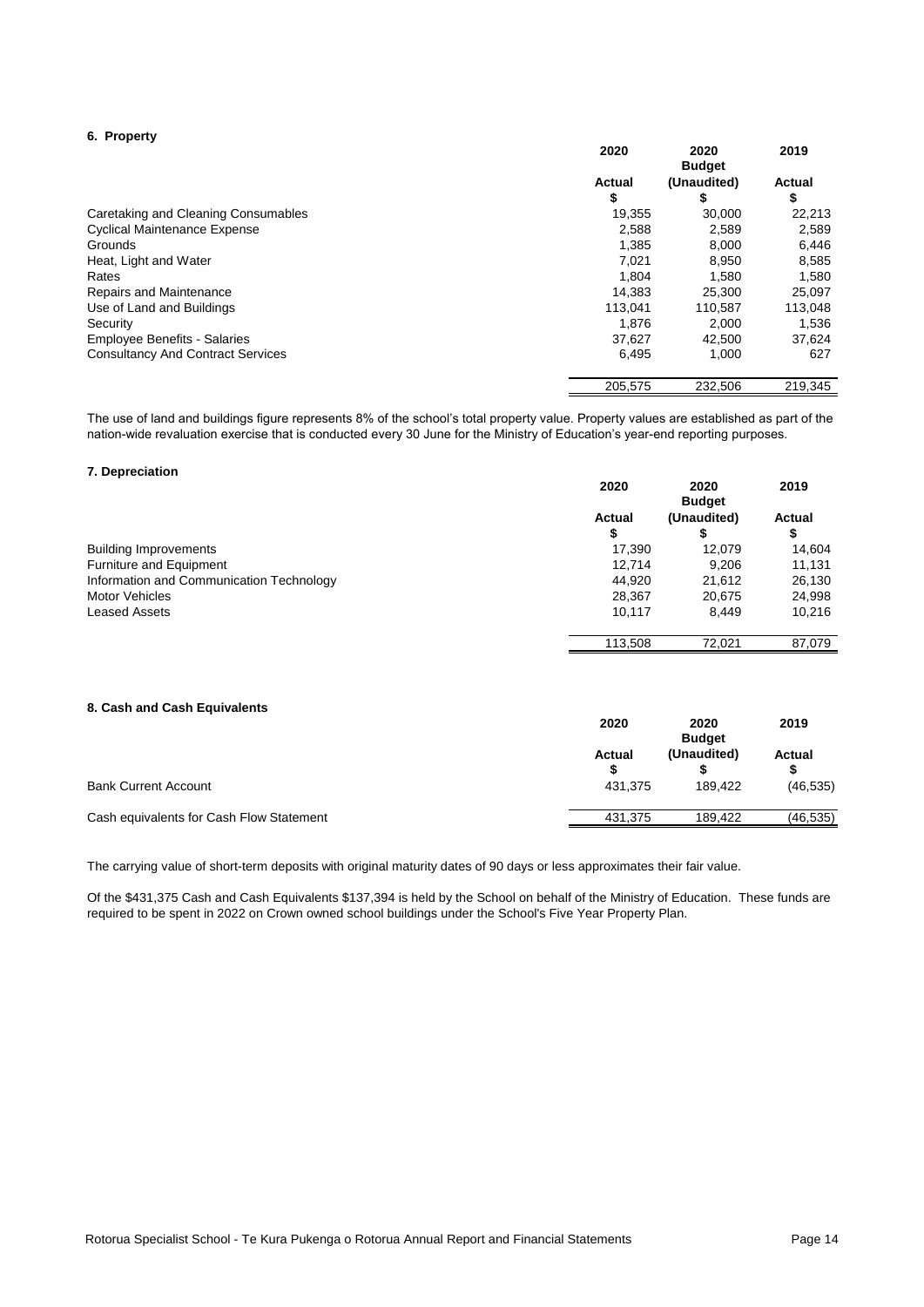### 6. Property

| | 2020 | 2020 Budget | 2019 |
|---|---|---|---|
| | Actual | (Unaudited) | Actual |
| | $ | $ | $ |
| Caretaking and Cleaning Consumables | 19,355 | 30,000 | 22,213 |
| Cyclical Maintenance Expense | 2,588 | 2,589 | 2,589 |
| Grounds | 1,385 | 8,000 | 6,446 |
| Heat, Light and Water | 7,021 | 8,950 | 8,585 |
| Rates | 1,804 | 1,580 | 1,580 |
| Repairs and Maintenance | 14,383 | 25,300 | 25,097 |
| Use of Land and Buildings | 113,041 | 110,587 | 113,048 |
| Security | 1,876 | 2,000 | 1,536 |
| Employee Benefits - Salaries | 37,627 | 42,500 | 37,624 |
| Consultancy And Contract Services | 6,495 | 1,000 | 627 |
| | 205,575 | 232,506 | 219,345 |

The use of land and buildings figure represents 8% of the school's total property value. Property values are established as part of the nation-wide revaluation exercise that is conducted every 30 June for the Ministry of Education's year-end reporting purposes.

### 7. Depreciation

| | 2020 | 2020 Budget | 2019 |
|---|---|---|---|
| | Actual | (Unaudited) | Actual |
| | $ | $ | $ |
| Building Improvements | 17,390 | 12,079 | 14,604 |
| Furniture and Equipment | 12,714 | 9,206 | 11,131 |
| Information and Communication Technology | 44,920 | 21,612 | 26,130 |
| Motor Vehicles | 28,367 | 20,675 | 24,998 |
| Leased Assets | 10,117 | 8,449 | 10,216 |
| | 113,508 | 72,021 | 87,079 |

### 8. Cash and Cash Equivalents

| | 2020 | 2020 Budget | 2019 |
|---|---|---|---|
| | Actual | (Unaudited) | Actual |
| | $ | $ | $ |
| Bank Current Account | 431,375 | 189,422 | (46,535) |
| Cash equivalents for Cash Flow Statement | 431,375 | 189,422 | (46,535) |

The carrying value of short-term deposits with original maturity dates of 90 days or less approximates their fair value.

Of the $431,375 Cash and Cash Equivalents $137,394 is held by the School on behalf of the Ministry of Education. These funds are required to be spent in 2022 on Crown owned school buildings under the School's Five Year Property Plan.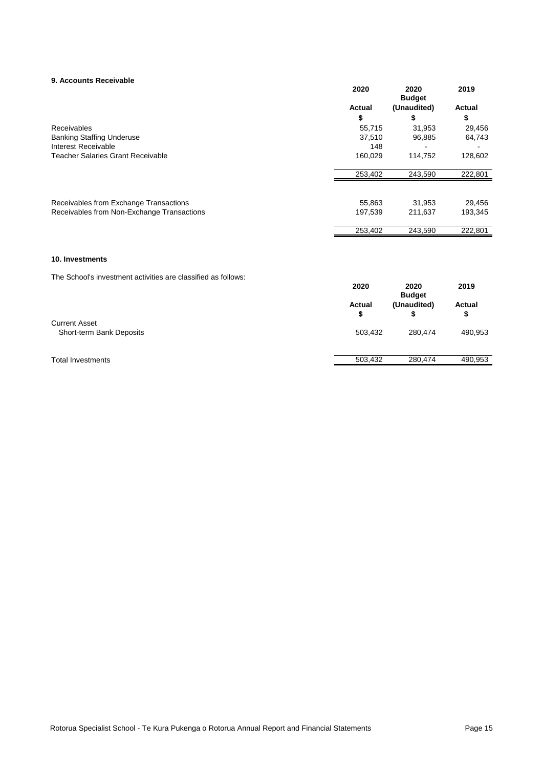### 9. Accounts Receivable

| | 2020 | 2020 Budget | 2019 |
|---|---|---|---|
| | Actual | (Unaudited) | Actual |
| | $ | $ | $ |
| Receivables | 55,715 | 31,953 | 29,456 |
| Banking Staffing Underuse | 37,510 | 96,885 | 64,743 |
| Interest Receivable | 148 | - | - |
| Teacher Salaries Grant Receivable | 160,029 | 114,752 | 128,602 |
| | 253,402 | 243,590 | 222,801 |
| | | | |
| Receivables from Exchange Transactions | 55,863 | 31,953 | 29,456 |
| Receivables from Non-Exchange Transactions | 197,539 | 211,637 | 193,345 |
| | 253,402 | 243,590 | 222,801 |

### 10. Investments

The School's investment activities are classified as follows:

| | 2020 | 2020 Budget | 2019 |
|---|---|---|---|
| | Actual | (Unaudited) | Actual |
| | $ | $ | $ |
| Current Asset | | | |
| Short-term Bank Deposits | 503,432 | 280,474 | 490,953 |
| | | | |
| Total Investments | 503,432 | 280,474 | 490,953 |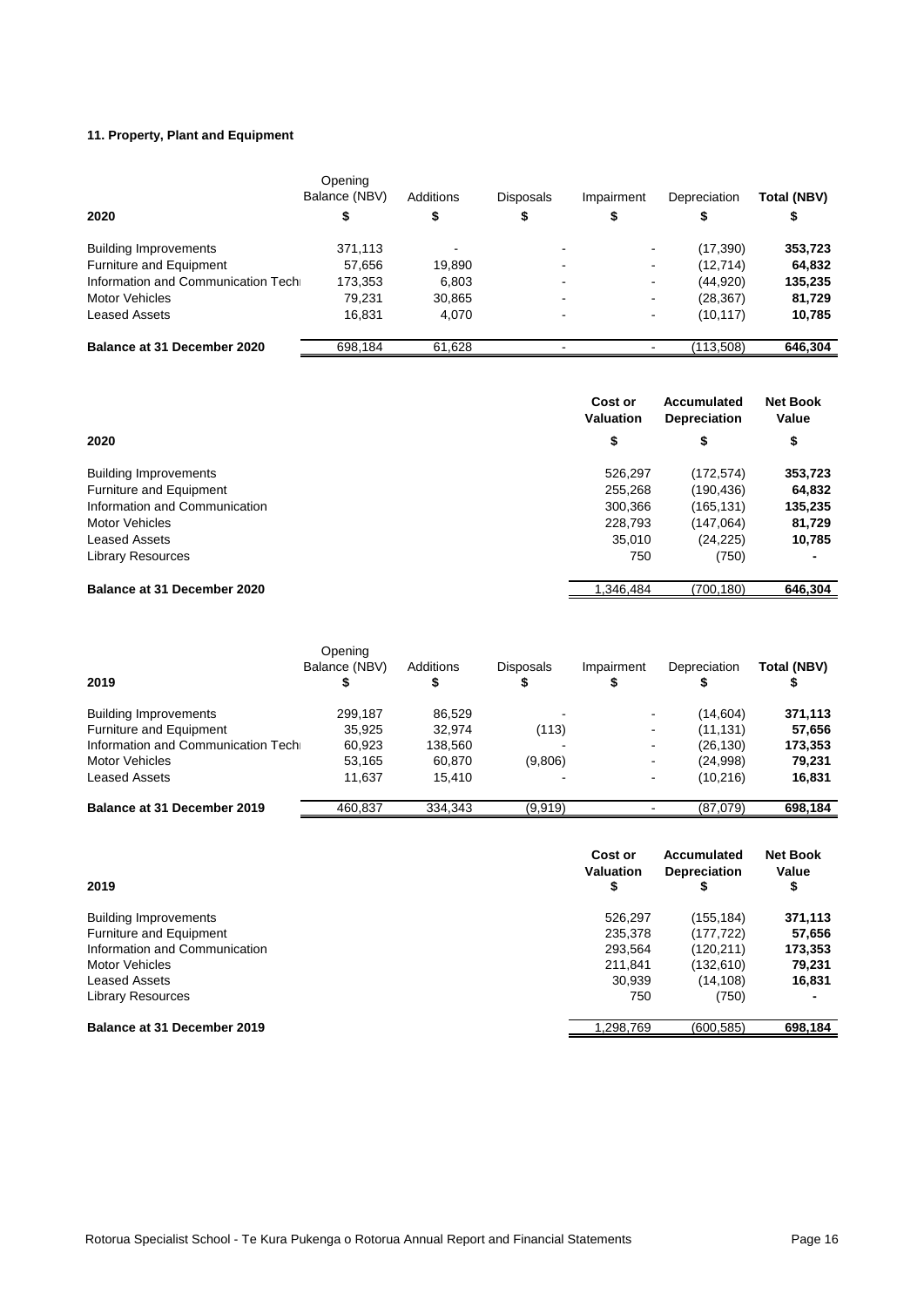### 11. Property, Plant and Equipment

| 2020 | Opening Balance (NBV) $ | Additions $ | Disposals $ | Impairment $ | Depreciation $ | **Total (NBV) $** |
|---|---|---|---|---|---|---|
| Building Improvements | 371,113 | - | - | - | (17,390) | **353,723** |
| Furniture and Equipment | 57,656 | 19,890 | - | - | (12,714) | **64,832** |
| Information and Communication Techn | 173,353 | 6,803 | - | - | (44,920) | **135,235** |
| Motor Vehicles | 79,231 | 30,865 | - | - | (28,367) | **81,729** |
| Leased Assets | 16,831 | 4,070 | - | - | (10,117) | **10,785** |
| **Balance at 31 December 2020** | 698,184 | 61,628 | - | - | (113,508) | **646,304** |

| 2020 | **Cost or Valuation $** | **Accumulated Depreciation $** | **Net Book Value $** |
|---|---|---|---|
| Building Improvements | 526,297 | (172,574) | **353,723** |
| Furniture and Equipment | 255,268 | (190,436) | **64,832** |
| Information and Communication | 300,366 | (165,131) | **135,235** |
| Motor Vehicles | 228,793 | (147,064) | **81,729** |
| Leased Assets | 35,010 | (24,225) | **10,785** |
| Library Resources | 750 | (750) | **-** |
| **Balance at 31 December 2020** | 1,346,484 | (700,180) | **646,304** |

| 2019 | Opening Balance (NBV) $ | Additions $ | Disposals $ | Impairment $ | Depreciation $ | **Total (NBV) $** |
|---|---|---|---|---|---|---|
| Building Improvements | 299,187 | 86,529 | - | - | (14,604) | **371,113** |
| Furniture and Equipment | 35,925 | 32,974 | (113) | - | (11,131) | **57,656** |
| Information and Communication Techn | 60,923 | 138,560 | - | - | (26,130) | **173,353** |
| Motor Vehicles | 53,165 | 60,870 | (9,806) | - | (24,998) | **79,231** |
| Leased Assets | 11,637 | 15,410 | - | - | (10,216) | **16,831** |
| **Balance at 31 December 2019** | 460,837 | 334,343 | (9,919) | - | (87,079) | **698,184** |

| 2019 | **Cost or Valuation $** | **Accumulated Depreciation $** | **Net Book Value $** |
|---|---|---|---|
| Building Improvements | 526,297 | (155,184) | **371,113** |
| Furniture and Equipment | 235,378 | (177,722) | **57,656** |
| Information and Communication | 293,564 | (120,211) | **173,353** |
| Motor Vehicles | 211,841 | (132,610) | **79,231** |
| Leased Assets | 30,939 | (14,108) | **16,831** |
| Library Resources | 750 | (750) | **-** |
| **Balance at 31 December 2019** | 1,298,769 | (600,585) | **698,184** |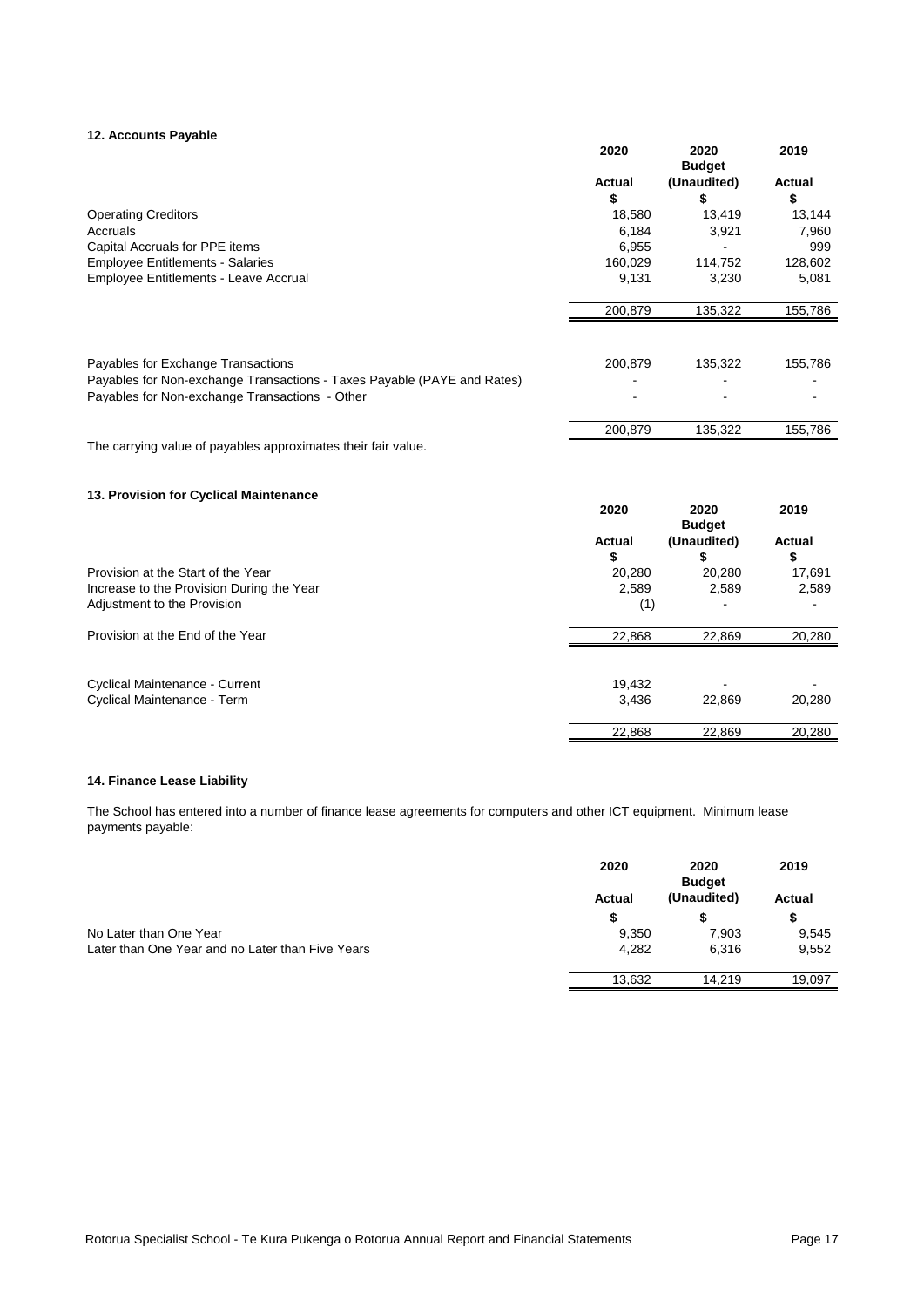### 12. Accounts Payable

| | 2020 | 2020 Budget | 2019 |
|---|---|---|---|
| | Actual | (Unaudited) | Actual |
| | $ | $ | $ |
| Operating Creditors | 18,580 | 13,419 | 13,144 |
| Accruals | 6,184 | 3,921 | 7,960 |
| Capital Accruals for PPE items | 6,955 | - | 999 |
| Employee Entitlements - Salaries | 160,029 | 114,752 | 128,602 |
| Employee Entitlements - Leave Accrual | 9,131 | 3,230 | 5,081 |
| | 200,879 | 135,322 | 155,786 |
| | | | |
| Payables for Exchange Transactions | 200,879 | 135,322 | 155,786 |
| Payables for Non-exchange Transactions - Taxes Payable (PAYE and Rates) | - | - | - |
| Payables for Non-exchange Transactions - Other | - | - | - |
| | 200,879 | 135,322 | 155,786 |

The carrying value of payables approximates their fair value.

### 13. Provision for Cyclical Maintenance

| | 2020 | 2020 Budget | 2019 |
|---|---|---|---|
| | Actual | (Unaudited) | Actual |
| | $ | $ | $ |
| Provision at the Start of the Year | 20,280 | 20,280 | 17,691 |
| Increase to the Provision During the Year | 2,589 | 2,589 | 2,589 |
| Adjustment to the Provision | (1) | - | - |
| Provision at the End of the Year | 22,868 | 22,869 | 20,280 |
| | | | |
| Cyclical Maintenance - Current | 19,432 | - | - |
| Cyclical Maintenance - Term | 3,436 | 22,869 | 20,280 |
| | 22,868 | 22,869 | 20,280 |

### 14. Finance Lease Liability

The School has entered into a number of finance lease agreements for computers and other ICT equipment. Minimum lease payments payable:

| | 2020 | 2020 Budget | 2019 |
|---|---|---|---|
| | Actual | (Unaudited) | Actual |
| | $ | $ | $ |
| No Later than One Year | 9,350 | 7,903 | 9,545 |
| Later than One Year and no Later than Five Years | 4,282 | 6,316 | 9,552 |
| | 13,632 | 14,219 | 19,097 |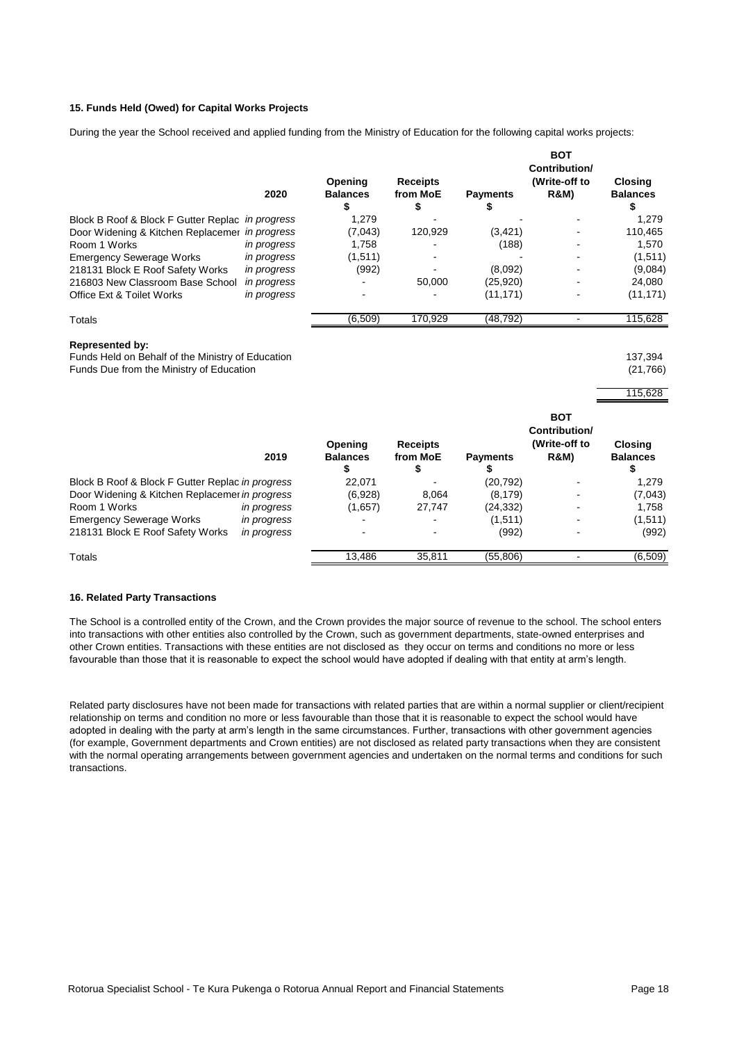## 15. Funds Held (Owed) for Capital Works Projects

During the year the School received and applied funding from the Ministry of Education for the following capital works projects:

| 2020 | | Opening Balances $ | Receipts from MoE $ | Payments $ | BOT Contribution/ (Write-off to R&M) | Closing Balances $ |
|---|---|---|---|---|---|---|
| Block B Roof & Block F Gutter Replac | *in progress* | 1,279 | - | - | - | 1,279 |
| Door Widening & Kitchen Replacemer | *in progress* | (7,043) | 120,929 | (3,421) | - | 110,465 |
| Room 1 Works | *in progress* | 1,758 | - | (188) | - | 1,570 |
| Emergency Sewerage Works | *in progress* | (1,511) | - | - | - | (1,511) |
| 218131 Block E Roof Safety Works | *in progress* | (992) | - | (8,092) | - | (9,084) |
| 216803 New Classroom Base School | *in progress* | - | 50,000 | (25,920) | - | 24,080 |
| Office Ext & Toilet Works | *in progress* | - | - | (11,171) | - | (11,171) |
| Totals | | (6,509) | 170,929 | (48,792) | - | 115,628 |

**Represented by:**

| | |
|---|---|
| Funds Held on Behalf of the Ministry of Education | 137,394 |
| Funds Due from the Ministry of Education | (21,766) |
| | 115,628 |

| 2019 | | Opening Balances $ | Receipts from MoE $ | Payments $ | BOT Contribution/ (Write-off to R&M) | Closing Balances $ |
|---|---|---|---|---|---|---|
| Block B Roof & Block F Gutter Replac | *in progress* | 22,071 | - | (20,792) | - | 1,279 |
| Door Widening & Kitchen Replacemer | *in progress* | (6,928) | 8,064 | (8,179) | - | (7,043) |
| Room 1 Works | *in progress* | (1,657) | 27,747 | (24,332) | - | 1,758 |
| Emergency Sewerage Works | *in progress* | - | - | (1,511) | - | (1,511) |
| 218131 Block E Roof Safety Works | *in progress* | - | - | (992) | - | (992) |
| Totals | | 13,486 | 35,811 | (55,806) | - | (6,509) |

## 16. Related Party Transactions

The School is a controlled entity of the Crown, and the Crown provides the major source of revenue to the school. The school enters into transactions with other entities also controlled by the Crown, such as government departments, state-owned enterprises and other Crown entities. Transactions with these entities are not disclosed as they occur on terms and conditions no more or less favourable than those that it is reasonable to expect the school would have adopted if dealing with that entity at arm's length.

Related party disclosures have not been made for transactions with related parties that are within a normal supplier or client/recipient relationship on terms and condition no more or less favourable than those that it is reasonable to expect the school would have adopted in dealing with the party at arm's length in the same circumstances. Further, transactions with other government agencies (for example, Government departments and Crown entities) are not disclosed as related party transactions when they are consistent with the normal operating arrangements between government agencies and undertaken on the normal terms and conditions for such transactions.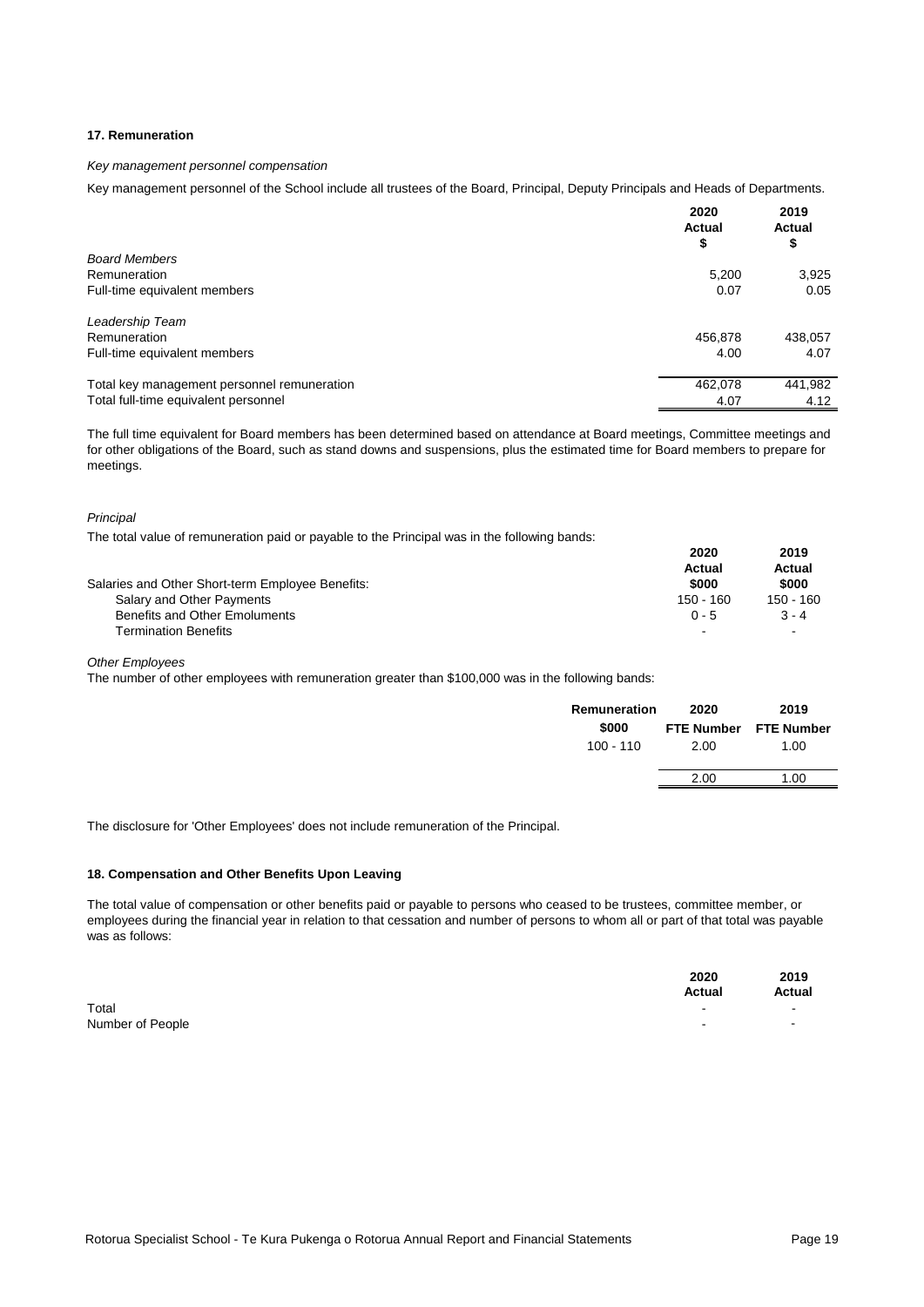## 17. Remuneration

*Key management personnel compensation*

Key management personnel of the School include all trustees of the Board, Principal, Deputy Principals and Heads of Departments.

| | 2020 Actual $ | 2019 Actual $ |
|---|---|---|
| *Board Members* | | |
| Remuneration | 5,200 | 3,925 |
| Full-time equivalent members | 0.07 | 0.05 |
| *Leadership Team* | | |
| Remuneration | 456,878 | 438,057 |
| Full-time equivalent members | 4.00 | 4.07 |
| Total key management personnel remuneration | 462,078 | 441,982 |
| Total full-time equivalent personnel | 4.07 | 4.12 |

The full time equivalent for Board members has been determined based on attendance at Board meetings, Committee meetings and for other obligations of the Board, such as stand downs and suspensions, plus the estimated time for Board members to prepare for meetings.

*Principal*

The total value of remuneration paid or payable to the Principal was in the following bands:

| | 2020 Actual | 2019 Actual |
|---|---|---|
| Salaries and Other Short-term Employee Benefits: | $000 | $000 |
| Salary and Other Payments | 150 - 160 | 150 - 160 |
| Benefits and Other Emoluments | 0 - 5 | 3 - 4 |
| Termination Benefits | - | - |

*Other Employees*

The number of other employees with remuneration greater than $100,000 was in the following bands:

| Remuneration $000 | 2020 FTE Number | 2019 FTE Number |
|---|---|---|
| 100 - 110 | 2.00 | 1.00 |
| | 2.00 | 1.00 |

The disclosure for 'Other Employees' does not include remuneration of the Principal.

## 18. Compensation and Other Benefits Upon Leaving

The total value of compensation or other benefits paid or payable to persons who ceased to be trustees, committee member, or employees during the financial year in relation to that cessation and number of persons to whom all or part of that total was payable was as follows:

| | 2020 Actual | 2019 Actual |
|---|---|---|
| Total | - | - |
| Number of People | - | - |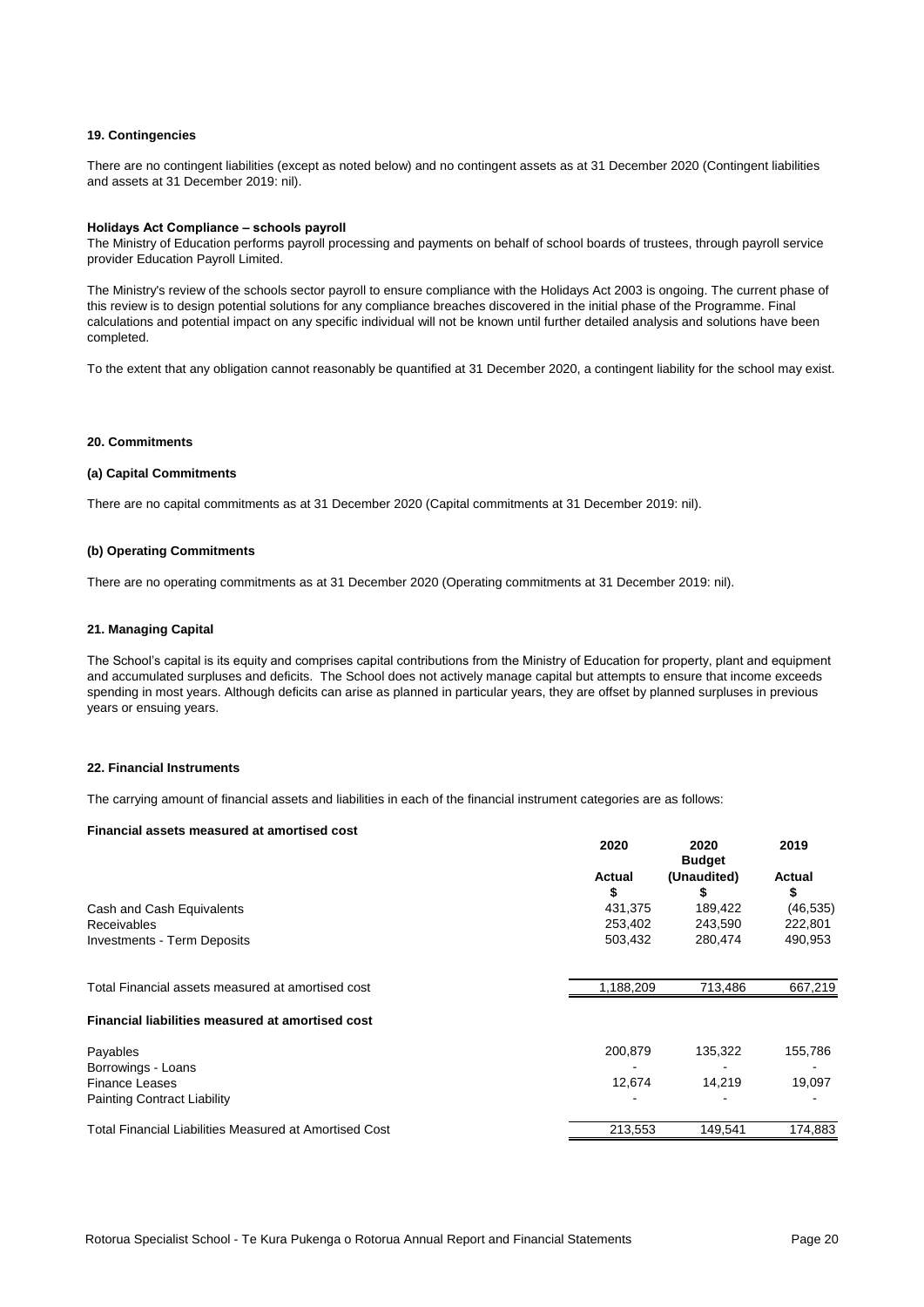### 19. Contingencies

There are no contingent liabilities (except as noted below) and no contingent assets as at 31 December 2020 (Contingent liabilities and assets at 31 December 2019: nil).

**Holidays Act Compliance – schools payroll**

The Ministry of Education performs payroll processing and payments on behalf of school boards of trustees, through payroll service provider Education Payroll Limited.

The Ministry's review of the schools sector payroll to ensure compliance with the Holidays Act 2003 is ongoing. The current phase of this review is to design potential solutions for any compliance breaches discovered in the initial phase of the Programme. Final calculations and potential impact on any specific individual will not be known until further detailed analysis and solutions have been completed.

To the extent that any obligation cannot reasonably be quantified at 31 December 2020, a contingent liability for the school may exist.

### 20. Commitments

**(a) Capital Commitments**

There are no capital commitments as at 31 December 2020 (Capital commitments at 31 December 2019: nil).

**(b) Operating Commitments**

There are no operating commitments as at 31 December 2020 (Operating commitments at 31 December 2019: nil).

### 21. Managing Capital

The School's capital is its equity and comprises capital contributions from the Ministry of Education for property, plant and equipment and accumulated surpluses and deficits. The School does not actively manage capital but attempts to ensure that income exceeds spending in most years. Although deficits can arise as planned in particular years, they are offset by planned surpluses in previous years or ensuing years.

### 22. Financial Instruments

The carrying amount of financial assets and liabilities in each of the financial instrument categories are as follows:

| **Financial assets measured at amortised cost** | 2020 | 2020 Budget | 2019 |
|---|---|---|---|
| | Actual | (Unaudited) | Actual |
| | $ | $ | $ |
| Cash and Cash Equivalents | 431,375 | 189,422 | (46,535) |
| Receivables | 253,402 | 243,590 | 222,801 |
| Investments - Term Deposits | 503,432 | 280,474 | 490,953 |
| Total Financial assets measured at amortised cost | 1,188,209 | 713,486 | 667,219 |
| **Financial liabilities measured at amortised cost** | | | |
| Payables | 200,879 | 135,322 | 155,786 |
| Borrowings - Loans | - | - | - |
| Finance Leases | 12,674 | 14,219 | 19,097 |
| Painting Contract Liability | - | - | - |
| Total Financial Liabilities Measured at Amortised Cost | 213,553 | 149,541 | 174,883 |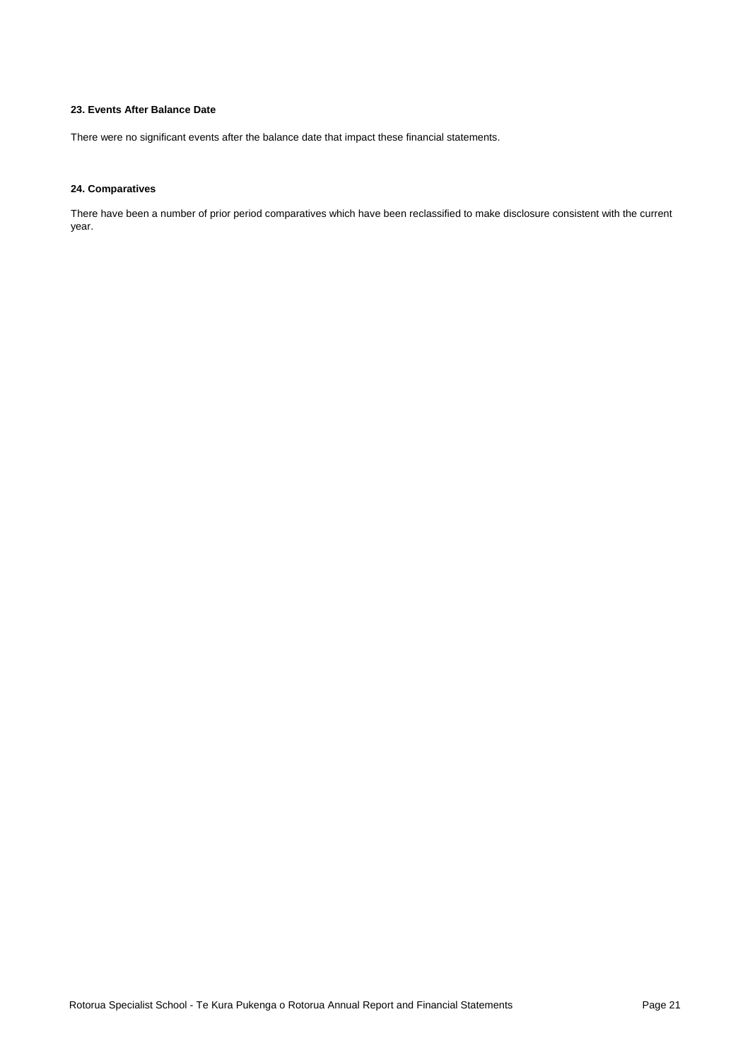### 23. Events After Balance Date

There were no significant events after the balance date that impact these financial statements.

### 24. Comparatives

There have been a number of prior period comparatives which have been reclassified to make disclosure consistent with the current year.